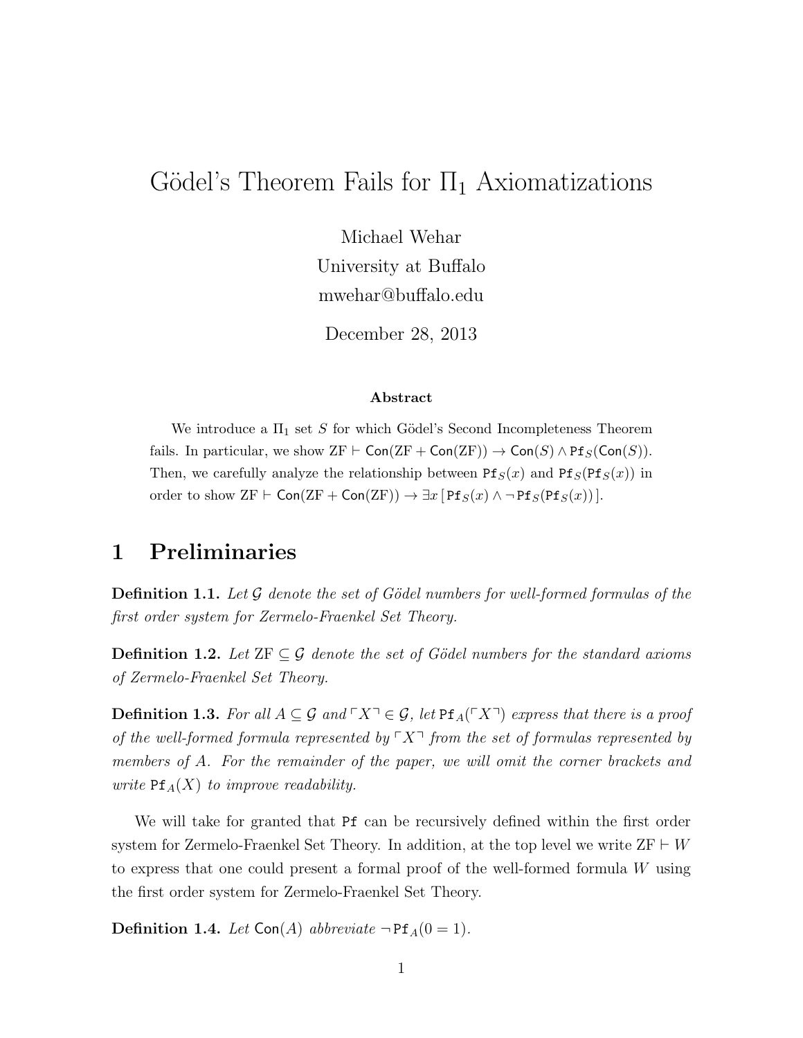# Gödel's Theorem Fails for $\Pi_1$ Axiomatizations

Michael Wehar

University at Buffalo

mwehar@buffalo.edu

December 28, 2013

**Abstract**

We introduce a $\Pi_1$ set $S$ for which Gödel's Second Incompleteness Theorem fails. In particular, we show $\mathrm{ZF} \vdash \mathsf{Con}(\mathrm{ZF} + \mathsf{Con}(\mathrm{ZF})) \rightarrow \mathsf{Con}(S) \wedge \mathtt{Pf}_S(\mathsf{Con}(S))$. Then, we carefully analyze the relationship between $\mathtt{Pf}_S(x)$ and $\mathtt{Pf}_S(\mathtt{Pf}_S(x))$ in order to show $\mathrm{ZF} \vdash \mathsf{Con}(\mathrm{ZF} + \mathsf{Con}(\mathrm{ZF})) \rightarrow \exists x\, [\, \mathtt{Pf}_S(x) \wedge \neg\, \mathtt{Pf}_S(\mathtt{Pf}_S(x))\, ]$.

## 1 Preliminaries

**Definition 1.1.** *Let $\mathcal{G}$ denote the set of Gödel numbers for well-formed formulas of the first order system for Zermelo-Fraenkel Set Theory.*

**Definition 1.2.** *Let $\mathrm{ZF} \subseteq \mathcal{G}$ denote the set of Gödel numbers for the standard axioms of Zermelo-Fraenkel Set Theory.*

**Definition 1.3.** *For all $A \subseteq \mathcal{G}$ and $\ulcorner X \urcorner \in \mathcal{G}$, let $\mathtt{Pf}_A(\ulcorner X \urcorner)$ express that there is a proof of the well-formed formula represented by $\ulcorner X \urcorner$ from the set of formulas represented by members of $A$. For the remainder of the paper, we will omit the corner brackets and write $\mathtt{Pf}_A(X)$ to improve readability.*

We will take for granted that $\mathtt{Pf}$ can be recursively defined within the first order system for Zermelo-Fraenkel Set Theory. In addition, at the top level we write $\mathrm{ZF} \vdash W$ to express that one could present a formal proof of the well-formed formula $W$ using the first order system for Zermelo-Fraenkel Set Theory.

**Definition 1.4.** *Let $\mathsf{Con}(A)$ abbreviate $\neg\, \mathtt{Pf}_A(0 = 1)$.*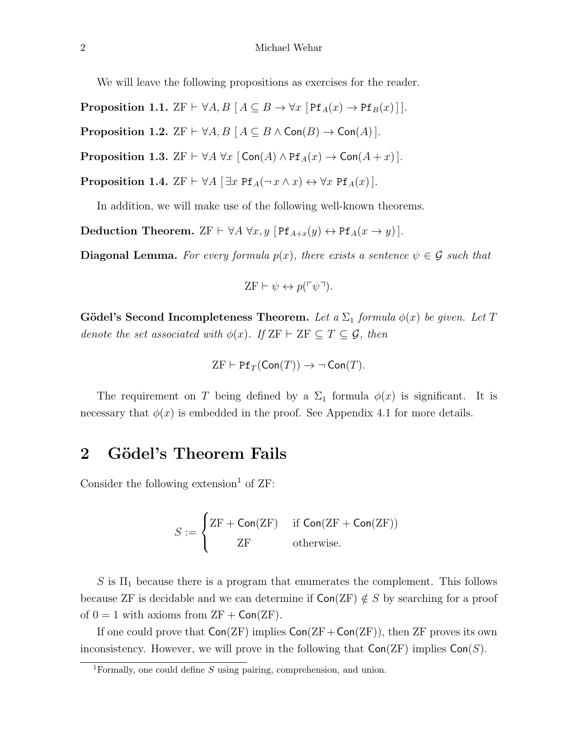We will leave the following propositions as exercises for the reader.

**Proposition 1.1.** $\mathrm{ZF} \vdash \forall A, B \; [\, A \subseteq B \rightarrow \forall x \; [\, \mathtt{Pf}_A(x) \rightarrow \mathtt{Pf}_B(x) \,]\,]$.

**Proposition 1.2.** $\mathrm{ZF} \vdash \forall A, B \; [\, A \subseteq B \wedge \mathsf{Con}(B) \rightarrow \mathsf{Con}(A) \,]$.

**Proposition 1.3.** $\mathrm{ZF} \vdash \forall A \; \forall x \; [\, \mathsf{Con}(A) \wedge \mathtt{Pf}_A(x) \rightarrow \mathsf{Con}(A + x) \,]$.

**Proposition 1.4.** $\mathrm{ZF} \vdash \forall A \; [\, \exists x \; \mathtt{Pf}_A(\neg\, x \wedge x) \leftrightarrow \forall x \; \mathtt{Pf}_A(x) \,]$.

In addition, we will make use of the following well-known theorems.

**Deduction Theorem.** $\mathrm{ZF} \vdash \forall A \; \forall x, y \; [\, \mathtt{Pf}_{A+x}(y) \leftrightarrow \mathtt{Pf}_A(x \rightarrow y) \,]$.

**Diagonal Lemma.** *For every formula $p(x)$, there exists a sentence $\psi \in \mathcal{G}$ such that*

$$\mathrm{ZF} \vdash \psi \leftrightarrow p(\ulcorner \psi \urcorner).$$

**Gödel's Second Incompleteness Theorem.** *Let a $\Sigma_1$ formula $\phi(x)$ be given. Let $T$ denote the set associated with $\phi(x)$. If $\mathrm{ZF} \vdash \mathrm{ZF} \subseteq T \subseteq \mathcal{G}$, then*

$$\mathrm{ZF} \vdash \mathtt{Pf}_T(\mathsf{Con}(T)) \rightarrow \neg\, \mathsf{Con}(T).$$

The requirement on $T$ being defined by a $\Sigma_1$ formula $\phi(x)$ is significant. It is necessary that $\phi(x)$ is embedded in the proof. See Appendix 4.1 for more details.

## 2 Gödel's Theorem Fails

Consider the following extension[1] of ZF:

$$S := \begin{cases} \mathrm{ZF} + \mathsf{Con}(\mathrm{ZF}) & \text{if } \mathsf{Con}(\mathrm{ZF} + \mathsf{Con}(\mathrm{ZF})) \\ \qquad \mathrm{ZF} & \text{otherwise.} \end{cases}$$

$S$ is $\Pi_1$ because there is a program that enumerates the complement. This follows because ZF is decidable and we can determine if $\mathsf{Con}(\mathrm{ZF}) \notin S$ by searching for a proof of $0 = 1$ with axioms from $\mathrm{ZF} + \mathsf{Con}(\mathrm{ZF})$.

If one could prove that $\mathsf{Con}(\mathrm{ZF})$ implies $\mathsf{Con}(\mathrm{ZF} + \mathsf{Con}(\mathrm{ZF}))$, then ZF proves its own inconsistency. However, we will prove in the following that $\mathsf{Con}(\mathrm{ZF})$ implies $\mathsf{Con}(S)$.

[1] Formally, one could define $S$ using pairing, comprehension, and union.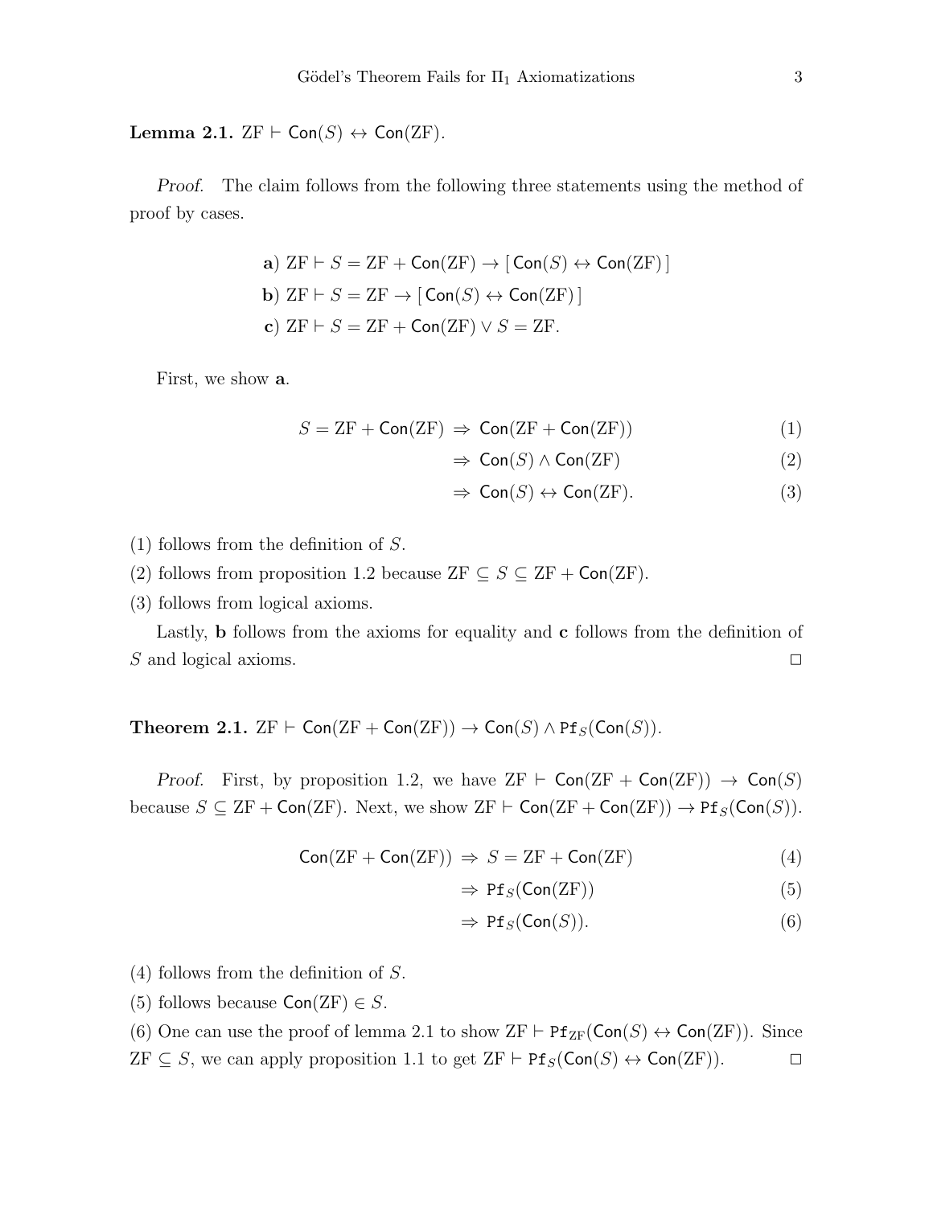**Lemma 2.1.** $\mathrm{ZF} \vdash \mathsf{Con}(S) \leftrightarrow \mathsf{Con}(\mathrm{ZF})$.

*Proof.* The claim follows from the following three statements using the method of proof by cases.

$$\begin{aligned}
&\textbf{a)}\ \mathrm{ZF} \vdash S = \mathrm{ZF} + \mathsf{Con}(\mathrm{ZF}) \rightarrow [\,\mathsf{Con}(S) \leftrightarrow \mathsf{Con}(\mathrm{ZF})\,]\\
&\textbf{b)}\ \mathrm{ZF} \vdash S = \mathrm{ZF} \rightarrow [\,\mathsf{Con}(S) \leftrightarrow \mathsf{Con}(\mathrm{ZF})\,]\\
&\textbf{c)}\ \mathrm{ZF} \vdash S = \mathrm{ZF} + \mathsf{Con}(\mathrm{ZF}) \vee S = \mathrm{ZF}.
\end{aligned}$$

First, we show **a**.

$$\begin{aligned}
S = \mathrm{ZF} + \mathsf{Con}(\mathrm{ZF}) &\Rightarrow \mathsf{Con}(\mathrm{ZF} + \mathsf{Con}(\mathrm{ZF})) &(1)\\
&\Rightarrow \mathsf{Con}(S) \wedge \mathsf{Con}(\mathrm{ZF}) &(2)\\
&\Rightarrow \mathsf{Con}(S) \leftrightarrow \mathsf{Con}(\mathrm{ZF}). &(3)
\end{aligned}$$

(1) follows from the definition of $S$.

(2) follows from proposition 1.2 because $\mathrm{ZF} \subseteq S \subseteq \mathrm{ZF} + \mathsf{Con}(\mathrm{ZF})$.

(3) follows from logical axioms.

Lastly, **b** follows from the axioms for equality and **c** follows from the definition of $S$ and logical axioms. □

**Theorem 2.1.** $\mathrm{ZF} \vdash \mathsf{Con}(\mathrm{ZF} + \mathsf{Con}(\mathrm{ZF})) \rightarrow \mathsf{Con}(S) \wedge \mathtt{Pf}_S(\mathsf{Con}(S))$.

*Proof.* First, by proposition 1.2, we have $\mathrm{ZF} \vdash \mathsf{Con}(\mathrm{ZF} + \mathsf{Con}(\mathrm{ZF})) \rightarrow \mathsf{Con}(S)$ because $S \subseteq \mathrm{ZF} + \mathsf{Con}(\mathrm{ZF})$. Next, we show $\mathrm{ZF} \vdash \mathsf{Con}(\mathrm{ZF} + \mathsf{Con}(\mathrm{ZF})) \rightarrow \mathtt{Pf}_S(\mathsf{Con}(S))$.

$$\begin{aligned}
\mathsf{Con}(\mathrm{ZF} + \mathsf{Con}(\mathrm{ZF})) &\Rightarrow S = \mathrm{ZF} + \mathsf{Con}(\mathrm{ZF}) &(4)\\
&\Rightarrow \mathtt{Pf}_S(\mathsf{Con}(\mathrm{ZF})) &(5)\\
&\Rightarrow \mathtt{Pf}_S(\mathsf{Con}(S)). &(6)
\end{aligned}$$

(4) follows from the definition of $S$.

(5) follows because $\mathsf{Con}(\mathrm{ZF}) \in S$.

(6) One can use the proof of lemma 2.1 to show $\mathrm{ZF} \vdash \mathtt{Pf}_{\mathrm{ZF}}(\mathsf{Con}(S) \leftrightarrow \mathsf{Con}(\mathrm{ZF}))$. Since $\mathrm{ZF} \subseteq S$, we can apply proposition 1.1 to get $\mathrm{ZF} \vdash \mathtt{Pf}_S(\mathsf{Con}(S) \leftrightarrow \mathsf{Con}(\mathrm{ZF}))$. □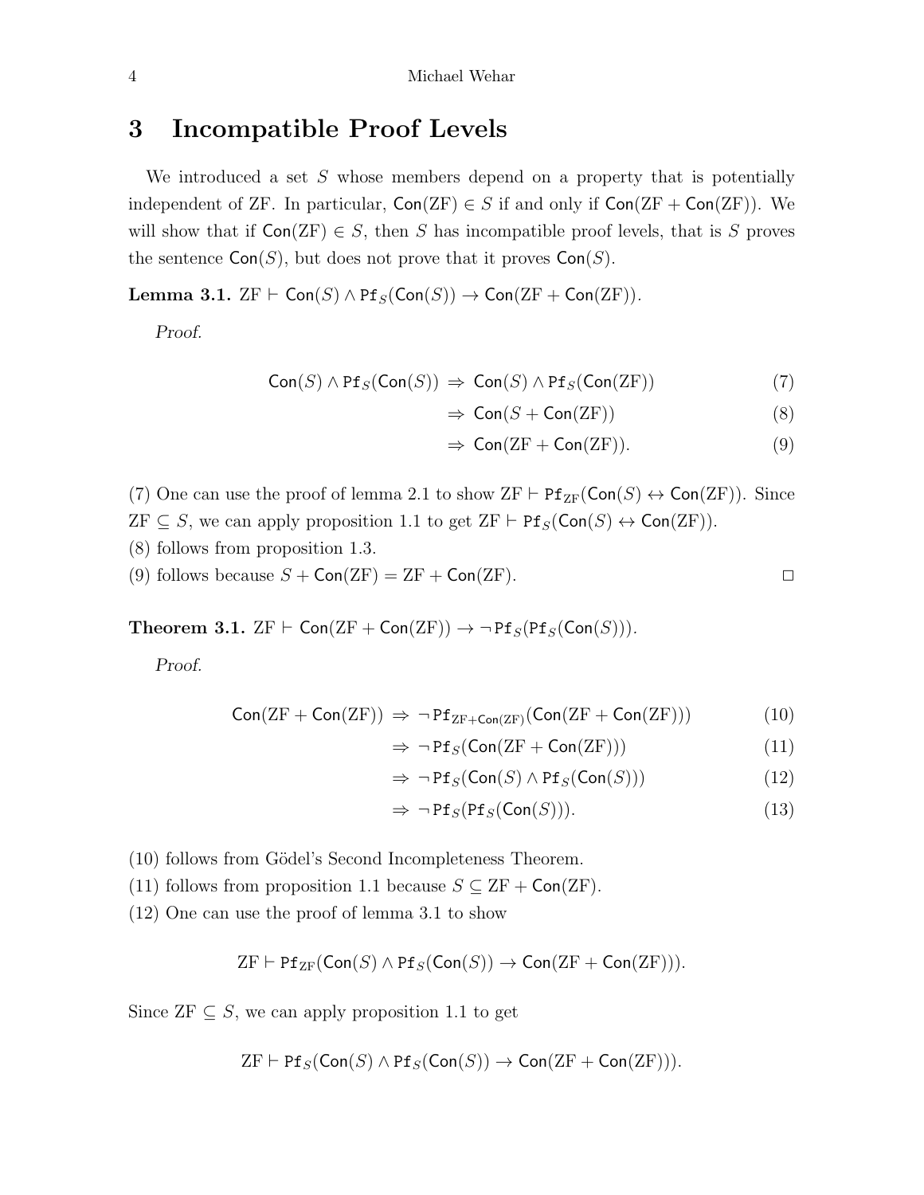## 3 Incompatible Proof Levels

We introduced a set $S$ whose members depend on a property that is potentially independent of ZF. In particular, $\mathsf{Con}(\mathrm{ZF}) \in S$ if and only if $\mathsf{Con}(\mathrm{ZF} + \mathsf{Con}(\mathrm{ZF}))$. We will show that if $\mathsf{Con}(\mathrm{ZF}) \in S$, then $S$ has incompatible proof levels, that is $S$ proves the sentence $\mathsf{Con}(S)$, but does not prove that it proves $\mathsf{Con}(S)$.

**Lemma 3.1.** $\mathrm{ZF} \vdash \mathsf{Con}(S) \wedge \mathtt{Pf}_S(\mathsf{Con}(S)) \to \mathsf{Con}(\mathrm{ZF} + \mathsf{Con}(\mathrm{ZF}))$.

*Proof.*

$$
\begin{aligned}
\mathsf{Con}(S) \wedge \mathtt{Pf}_S(\mathsf{Con}(S)) \;&\Rightarrow\; \mathsf{Con}(S) \wedge \mathtt{Pf}_S(\mathsf{Con}(\mathrm{ZF})) && (7)\\
&\Rightarrow\; \mathsf{Con}(S + \mathsf{Con}(\mathrm{ZF})) && (8)\\
&\Rightarrow\; \mathsf{Con}(\mathrm{ZF} + \mathsf{Con}(\mathrm{ZF})). && (9)
\end{aligned}
$$

(7) One can use the proof of lemma 2.1 to show $\mathrm{ZF} \vdash \mathtt{Pf}_{\mathrm{ZF}}(\mathsf{Con}(S) \leftrightarrow \mathsf{Con}(\mathrm{ZF}))$. Since $\mathrm{ZF} \subseteq S$, we can apply proposition 1.1 to get $\mathrm{ZF} \vdash \mathtt{Pf}_S(\mathsf{Con}(S) \leftrightarrow \mathsf{Con}(\mathrm{ZF}))$.
(8) follows from proposition 1.3.
(9) follows because $S + \mathsf{Con}(\mathrm{ZF}) = \mathrm{ZF} + \mathsf{Con}(\mathrm{ZF})$. □

**Theorem 3.1.** $\mathrm{ZF} \vdash \mathsf{Con}(\mathrm{ZF} + \mathsf{Con}(\mathrm{ZF})) \to \neg\, \mathtt{Pf}_S(\mathtt{Pf}_S(\mathsf{Con}(S)))$.

*Proof.*

$$
\begin{aligned}
\mathsf{Con}(\mathrm{ZF} + \mathsf{Con}(\mathrm{ZF})) \;&\Rightarrow\; \neg\, \mathtt{Pf}_{\mathrm{ZF}+\mathsf{Con}(\mathrm{ZF})}(\mathsf{Con}(\mathrm{ZF} + \mathsf{Con}(\mathrm{ZF}))) && (10)\\
&\Rightarrow\; \neg\, \mathtt{Pf}_S(\mathsf{Con}(\mathrm{ZF} + \mathsf{Con}(\mathrm{ZF}))) && (11)\\
&\Rightarrow\; \neg\, \mathtt{Pf}_S(\mathsf{Con}(S) \wedge \mathtt{Pf}_S(\mathsf{Con}(S))) && (12)\\
&\Rightarrow\; \neg\, \mathtt{Pf}_S(\mathtt{Pf}_S(\mathsf{Con}(S))). && (13)
\end{aligned}
$$

(10) follows from Gödel's Second Incompleteness Theorem.
(11) follows from proposition 1.1 because $S \subseteq \mathrm{ZF} + \mathsf{Con}(\mathrm{ZF})$.
(12) One can use the proof of lemma 3.1 to show

$$\mathrm{ZF} \vdash \mathtt{Pf}_{\mathrm{ZF}}(\mathsf{Con}(S) \wedge \mathtt{Pf}_S(\mathsf{Con}(S)) \to \mathsf{Con}(\mathrm{ZF} + \mathsf{Con}(\mathrm{ZF}))).$$

Since $\mathrm{ZF} \subseteq S$, we can apply proposition 1.1 to get

$$\mathrm{ZF} \vdash \mathtt{Pf}_S(\mathsf{Con}(S) \wedge \mathtt{Pf}_S(\mathsf{Con}(S)) \to \mathsf{Con}(\mathrm{ZF} + \mathsf{Con}(\mathrm{ZF}))).$$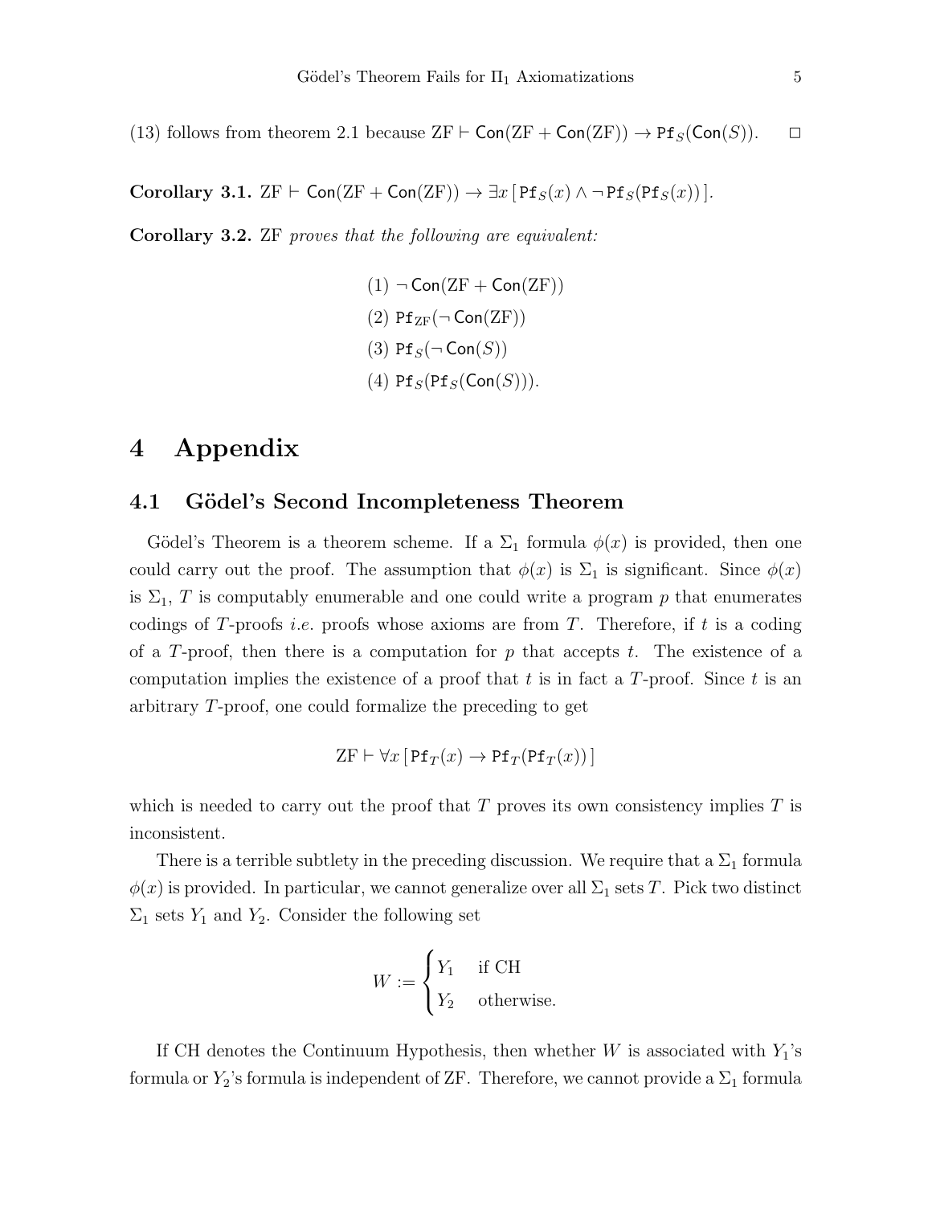(13) follows from theorem 2.1 because $\mathrm{ZF} \vdash \mathsf{Con}(\mathrm{ZF} + \mathsf{Con}(\mathrm{ZF})) \rightarrow \mathtt{Pf}_S(\mathsf{Con}(S))$. $\square$

**Corollary 3.1.** $\mathrm{ZF} \vdash \mathsf{Con}(\mathrm{ZF} + \mathsf{Con}(\mathrm{ZF})) \rightarrow \exists x \, [\, \mathtt{Pf}_S(x) \wedge \neg \, \mathtt{Pf}_S(\mathtt{Pf}_S(x)) \,]$.

**Corollary 3.2.** ZF *proves that the following are equivalent:*

(1) $\neg \, \mathsf{Con}(\mathrm{ZF} + \mathsf{Con}(\mathrm{ZF}))$

(2) $\mathtt{Pf}_{\mathrm{ZF}}(\neg \, \mathsf{Con}(\mathrm{ZF}))$

(3) $\mathtt{Pf}_S(\neg \, \mathsf{Con}(S))$

(4) $\mathtt{Pf}_S(\mathtt{Pf}_S(\mathsf{Con}(S)))$.

# 4 Appendix

## 4.1 Gödel's Second Incompleteness Theorem

Gödel's Theorem is a theorem scheme. If a $\Sigma_1$ formula $\phi(x)$ is provided, then one could carry out the proof. The assumption that $\phi(x)$ is $\Sigma_1$ is significant. Since $\phi(x)$ is $\Sigma_1$, $T$ is computably enumerable and one could write a program $p$ that enumerates codings of $T$-proofs *i.e.* proofs whose axioms are from $T$. Therefore, if $t$ is a coding of a $T$-proof, then there is a computation for $p$ that accepts $t$. The existence of a computation implies the existence of a proof that $t$ is in fact a $T$-proof. Since $t$ is an arbitrary $T$-proof, one could formalize the preceding to get

$$\mathrm{ZF} \vdash \forall x \, [\, \mathtt{Pf}_T(x) \rightarrow \mathtt{Pf}_T(\mathtt{Pf}_T(x)) \,]$$

which is needed to carry out the proof that $T$ proves its own consistency implies $T$ is inconsistent.

There is a terrible subtlety in the preceding discussion. We require that a $\Sigma_1$ formula $\phi(x)$ is provided. In particular, we cannot generalize over all $\Sigma_1$ sets $T$. Pick two distinct $\Sigma_1$ sets $Y_1$ and $Y_2$. Consider the following set

$$W := \begin{cases} Y_1 & \text{if CH} \\ Y_2 & \text{otherwise.} \end{cases}$$

If CH denotes the Continuum Hypothesis, then whether $W$ is associated with $Y_1$'s formula or $Y_2$'s formula is independent of ZF. Therefore, we cannot provide a $\Sigma_1$ formula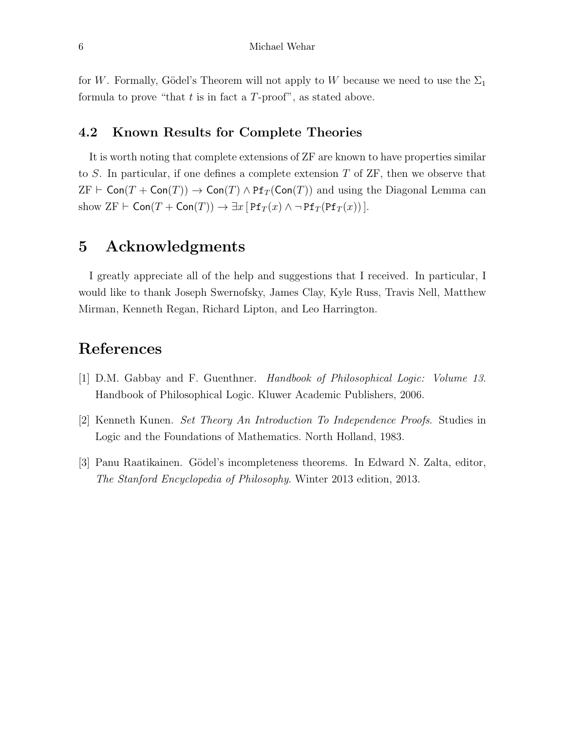for $W$. Formally, Gödel's Theorem will not apply to $W$ because we need to use the $\Sigma_1$ formula to prove "that $t$ is in fact a $T$-proof", as stated above.

### 4.2 Known Results for Complete Theories

It is worth noting that complete extensions of ZF are known to have properties similar to $S$. In particular, if one defines a complete extension $T$ of ZF, then we observe that $\mathrm{ZF} \vdash \mathsf{Con}(T + \mathsf{Con}(T)) \rightarrow \mathsf{Con}(T) \wedge \mathtt{Pf}_T(\mathsf{Con}(T))$ and using the Diagonal Lemma can show $\mathrm{ZF} \vdash \mathsf{Con}(T + \mathsf{Con}(T)) \rightarrow \exists x \, [\, \mathtt{Pf}_T(x) \wedge \neg \, \mathtt{Pf}_T(\mathtt{Pf}_T(x)) \,]$.

## 5 Acknowledgments

I greatly appreciate all of the help and suggestions that I received. In particular, I would like to thank Joseph Swernofsky, James Clay, Kyle Russ, Travis Nell, Matthew Mirman, Kenneth Regan, Richard Lipton, and Leo Harrington.

## References

[1] D.M. Gabbay and F. Guenthner. *Handbook of Philosophical Logic: Volume 13*. Handbook of Philosophical Logic. Kluwer Academic Publishers, 2006.

[2] Kenneth Kunen. *Set Theory An Introduction To Independence Proofs*. Studies in Logic and the Foundations of Mathematics. North Holland, 1983.

[3] Panu Raatikainen. Gödel's incompleteness theorems. In Edward N. Zalta, editor, *The Stanford Encyclopedia of Philosophy*. Winter 2013 edition, 2013.